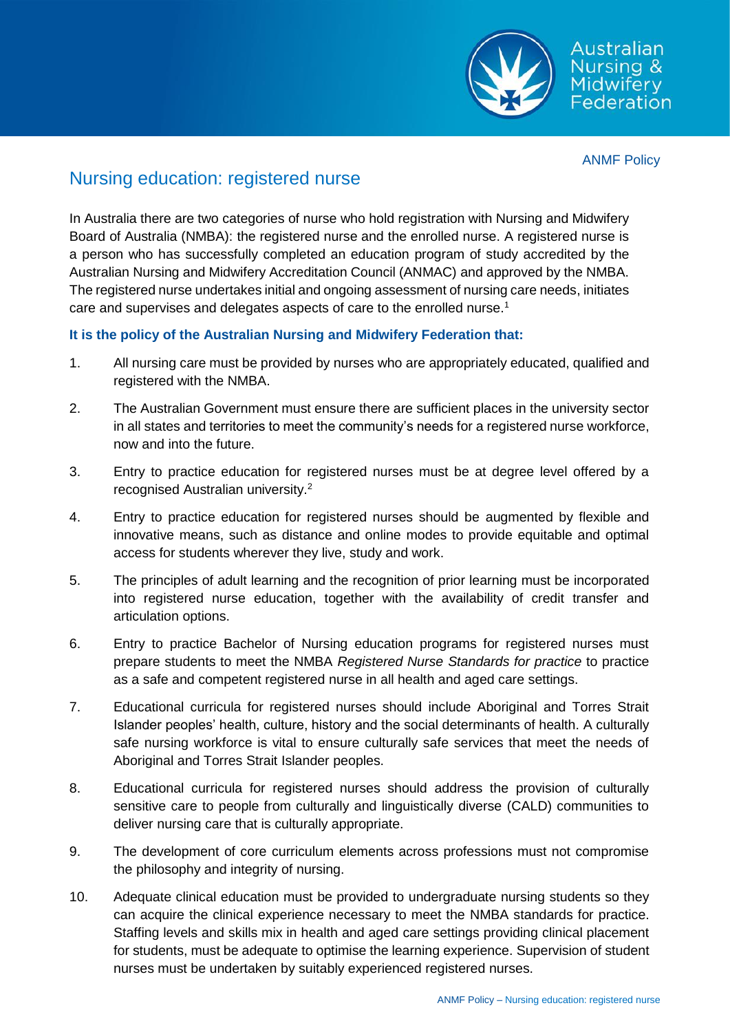ANMF Policy

# Nursing education: registered nurse

In Australia there are two categories of nurse who hold registration with Nursing and Midwifery Board of Australia (NMBA): the registered nurse and the enrolled nurse. A registered nurse is a person who has successfully completed an education program of study accredited by the Australian Nursing and Midwifery Accreditation Council (ANMAC) and approved by the NMBA. The registered nurse undertakes initial and ongoing assessment of nursing care needs, initiates care and supervises and delegates aspects of care to the enrolled nurse.[1]

**It is the policy of the Australian Nursing and Midwifery Federation that:**

1. All nursing care must be provided by nurses who are appropriately educated, qualified and registered with the NMBA.
2. The Australian Government must ensure there are sufficient places in the university sector in all states and territories to meet the community's needs for a registered nurse workforce, now and into the future.
3. Entry to practice education for registered nurses must be at degree level offered by a recognised Australian university.[2]
4. Entry to practice education for registered nurses should be augmented by flexible and innovative means, such as distance and online modes to provide equitable and optimal access for students wherever they live, study and work.
5. The principles of adult learning and the recognition of prior learning must be incorporated into registered nurse education, together with the availability of credit transfer and articulation options.
6. Entry to practice Bachelor of Nursing education programs for registered nurses must prepare students to meet the NMBA *Registered Nurse Standards for practice* to practice as a safe and competent registered nurse in all health and aged care settings.
7. Educational curricula for registered nurses should include Aboriginal and Torres Strait Islander peoples' health, culture, history and the social determinants of health. A culturally safe nursing workforce is vital to ensure culturally safe services that meet the needs of Aboriginal and Torres Strait Islander peoples.
8. Educational curricula for registered nurses should address the provision of culturally sensitive care to people from culturally and linguistically diverse (CALD) communities to deliver nursing care that is culturally appropriate.
9. The development of core curriculum elements across professions must not compromise the philosophy and integrity of nursing.
10. Adequate clinical education must be provided to undergraduate nursing students so they can acquire the clinical experience necessary to meet the NMBA standards for practice. Staffing levels and skills mix in health and aged care settings providing clinical placement for students, must be adequate to optimise the learning experience. Supervision of student nurses must be undertaken by suitably experienced registered nurses.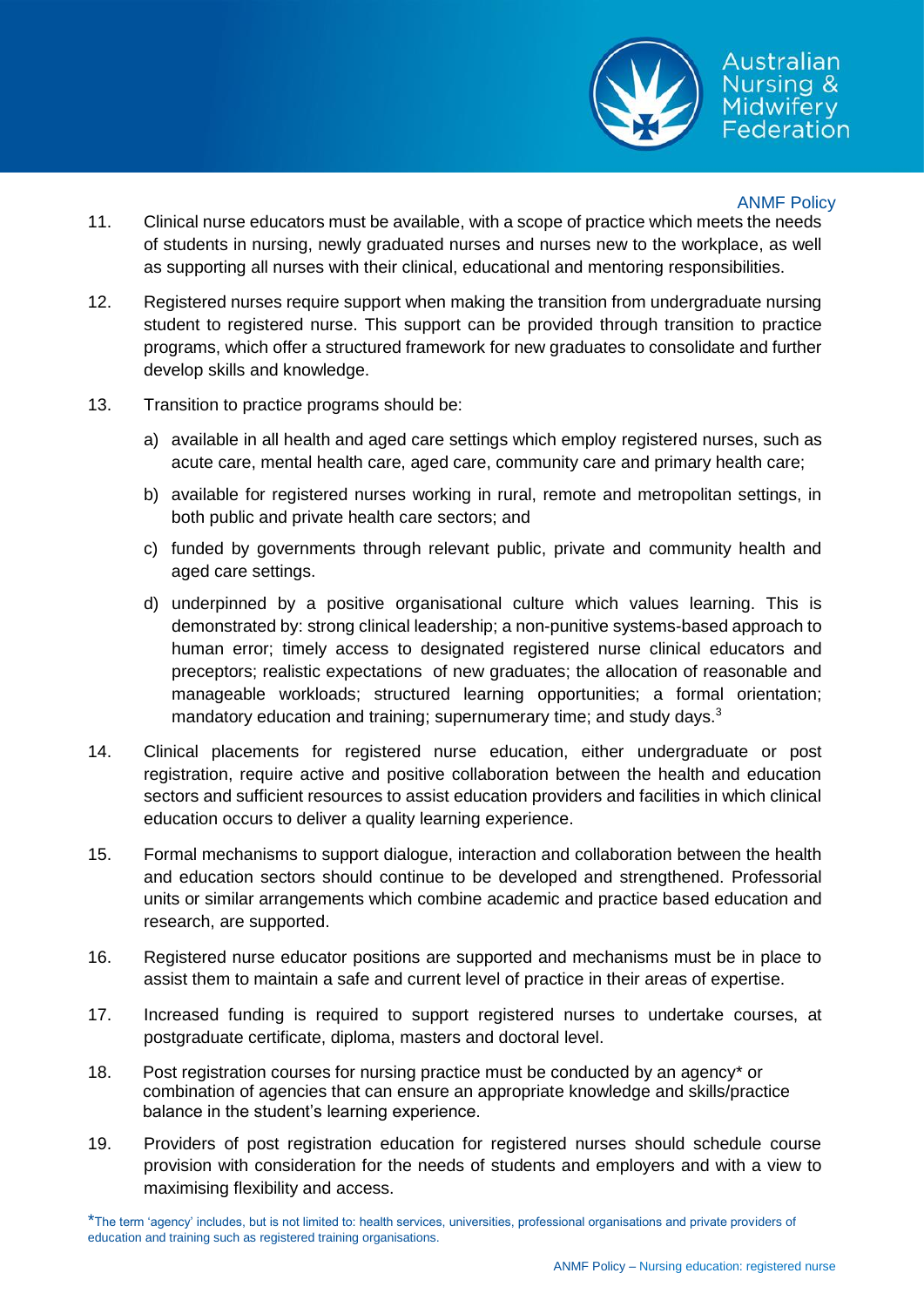11. Clinical nurse educators must be available, with a scope of practice which meets the needs of students in nursing, newly graduated nurses and nurses new to the workplace, as well as supporting all nurses with their clinical, educational and mentoring responsibilities.

12. Registered nurses require support when making the transition from undergraduate nursing student to registered nurse. This support can be provided through transition to practice programs, which offer a structured framework for new graduates to consolidate and further develop skills and knowledge.

13. Transition to practice programs should be:

    a) available in all health and aged care settings which employ registered nurses, such as acute care, mental health care, aged care, community care and primary health care;

    b) available for registered nurses working in rural, remote and metropolitan settings, in both public and private health care sectors; and

    c) funded by governments through relevant public, private and community health and aged care settings.

    d) underpinned by a positive organisational culture which values learning. This is demonstrated by: strong clinical leadership; a non-punitive systems-based approach to human error; timely access to designated registered nurse clinical educators and preceptors; realistic expectations of new graduates; the allocation of reasonable and manageable workloads; structured learning opportunities; a formal orientation; mandatory education and training; supernumerary time; and study days.[3]

14. Clinical placements for registered nurse education, either undergraduate or post registration, require active and positive collaboration between the health and education sectors and sufficient resources to assist education providers and facilities in which clinical education occurs to deliver a quality learning experience.

15. Formal mechanisms to support dialogue, interaction and collaboration between the health and education sectors should continue to be developed and strengthened. Professorial units or similar arrangements which combine academic and practice based education and research, are supported.

16. Registered nurse educator positions are supported and mechanisms must be in place to assist them to maintain a safe and current level of practice in their areas of expertise.

17. Increased funding is required to support registered nurses to undertake courses, at postgraduate certificate, diploma, masters and doctoral level.

18. Post registration courses for nursing practice must be conducted by an agency* or combination of agencies that can ensure an appropriate knowledge and skills/practice balance in the student's learning experience.

19. Providers of post registration education for registered nurses should schedule course provision with consideration for the needs of students and employers and with a view to maximising flexibility and access.

*The term 'agency' includes, but is not limited to: health services, universities, professional organisations and private providers of education and training such as registered training organisations.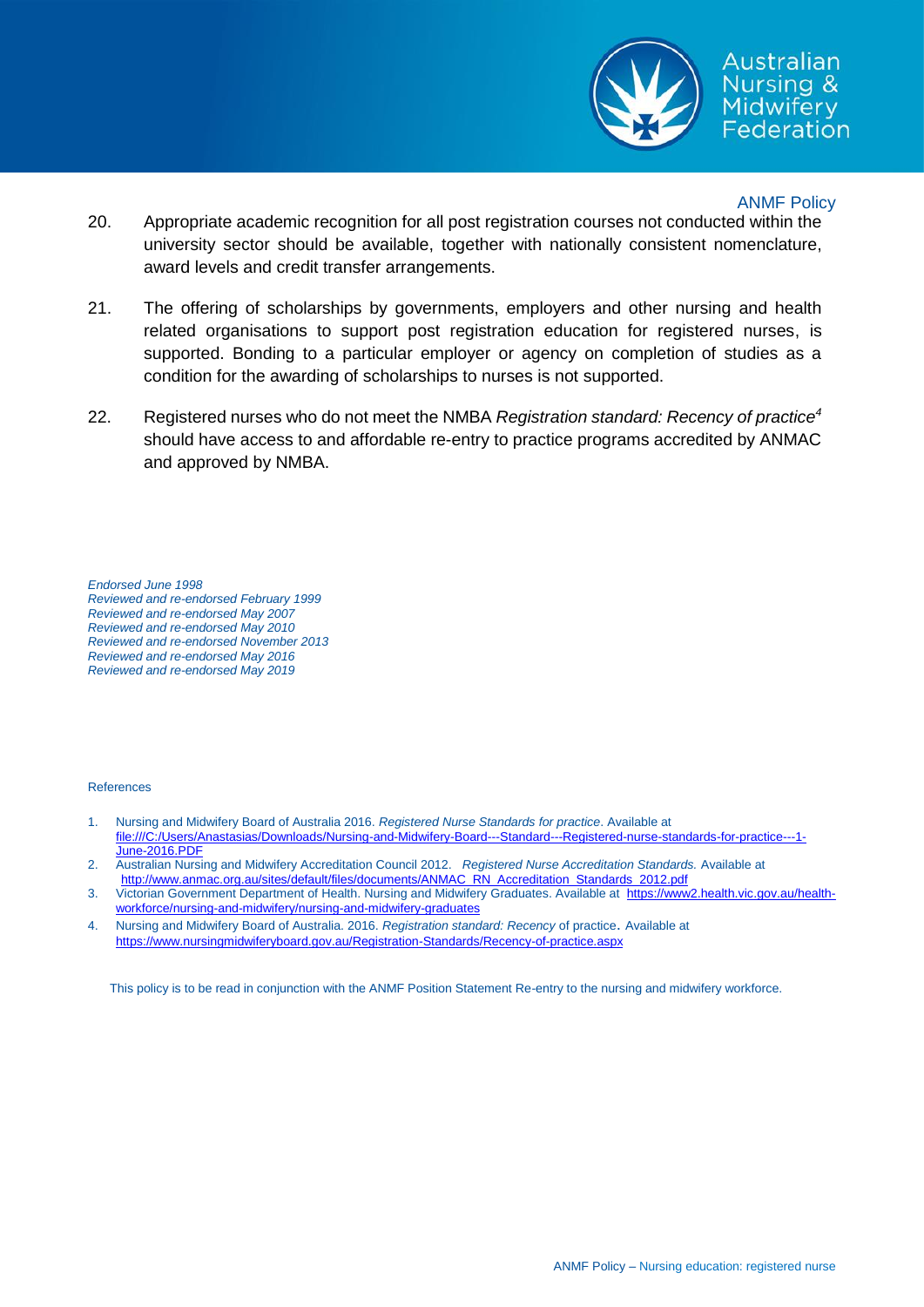20. Appropriate academic recognition for all post registration courses not conducted within the university sector should be available, together with nationally consistent nomenclature, award levels and credit transfer arrangements.

21. The offering of scholarships by governments, employers and other nursing and health related organisations to support post registration education for registered nurses, is supported. Bonding to a particular employer or agency on completion of studies as a condition for the awarding of scholarships to nurses is not supported.

22. Registered nurses who do not meet the NMBA *Registration standard: Recency of practice*[4] should have access to and affordable re-entry to practice programs accredited by ANMAC and approved by NMBA.

*Endorsed June 1998*
*Reviewed and re-endorsed February 1999*
*Reviewed and re-endorsed May 2007*
*Reviewed and re-endorsed May 2010*
*Reviewed and re-endorsed November 2013*
*Reviewed and re-endorsed May 2016*
*Reviewed and re-endorsed May 2019*

References

1. Nursing and Midwifery Board of Australia 2016. *Registered Nurse Standards for practice*. Available at file:///C:/Users/Anastasias/Downloads/Nursing-and-Midwifery-Board---Standard---Registered-nurse-standards-for-practice---1-June-2016.PDF
2. Australian Nursing and Midwifery Accreditation Council 2012. *Registered Nurse Accreditation Standards.* Available at http://www.anmac.org.au/sites/default/files/documents/ANMAC_RN_Accreditation_Standards_2012.pdf
3. Victorian Government Department of Health. Nursing and Midwifery Graduates. Available at https://www2.health.vic.gov.au/health-workforce/nursing-and-midwifery/nursing-and-midwifery-graduates
4. Nursing and Midwifery Board of Australia. 2016. *Registration standard: Recency* of practice. Available at https://www.nursingmidwiferyboard.gov.au/Registration-Standards/Recency-of-practice.aspx

This policy is to be read in conjunction with the ANMF Position Statement Re-entry to the nursing and midwifery workforce.